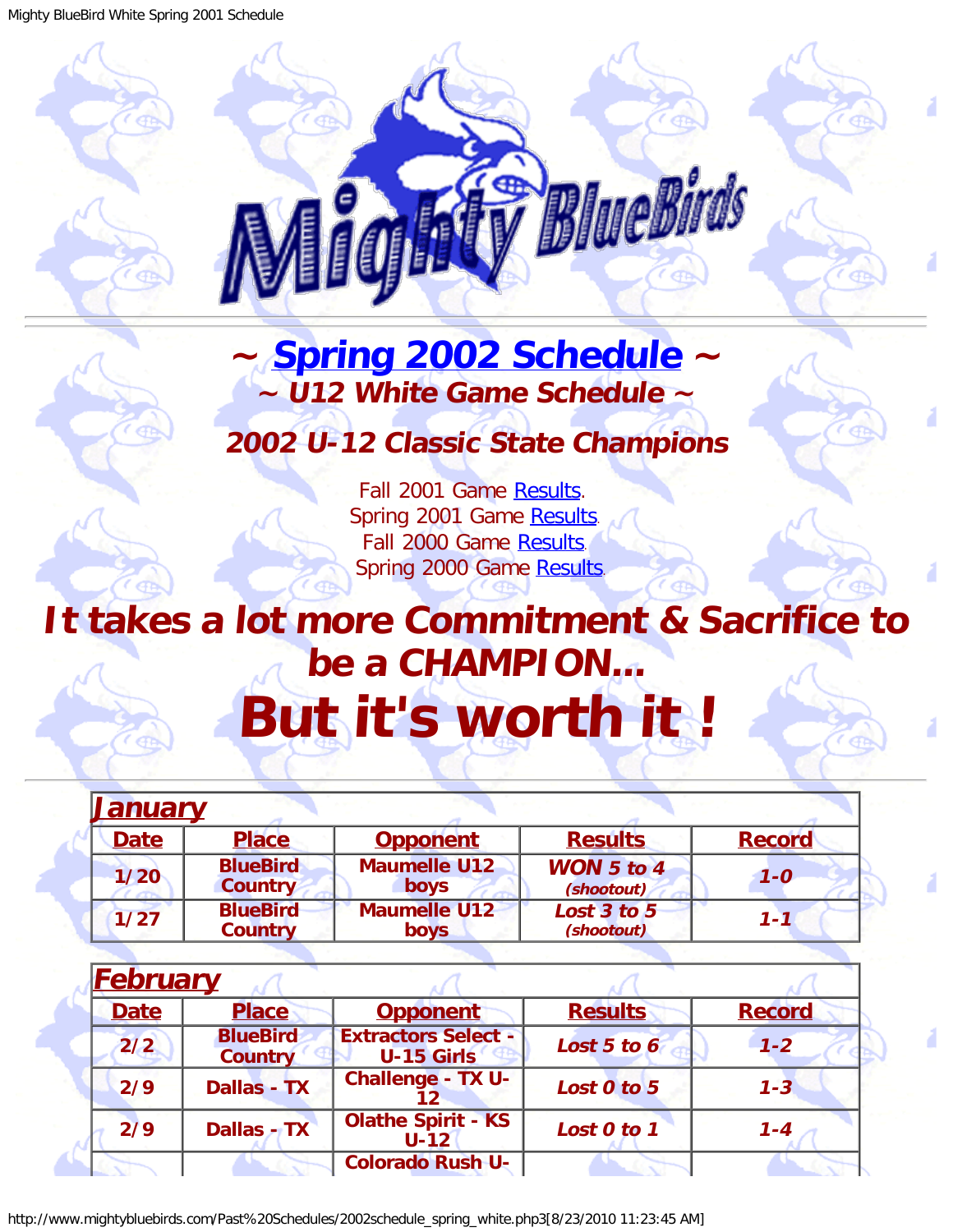# ~ Spring 2002 Schedule ~

## ~ U12 White Game Schedule ~

## 2002 U-12 Classic State Champions

Fall 2001 Game Results.
Spring 2001 Game Results.
Fall 2000 Game Results.
Spring 2000 Game Results.

# It takes a lot more Commitment & Sacrifice to be a CHAMPION...

# But it's worth it !

| January | | | | |
|---|---|---|---|---|
| **Date** | **Place** | **Opponent** | **Results** | **Record** |
| 1/20 | BlueBird Country | Maumelle U12 boys | ***WON 5 to 4*** *(shootout)* | *1-0* |
| 1/27 | BlueBird Country | Maumelle U12 boys | ***Lost 3 to 5*** *(shootout)* | *1-1* |

| February | | | | |
|---|---|---|---|---|
| **Date** | **Place** | **Opponent** | **Results** | **Record** |
| 2/2 | BlueBird Country | Extractors Select - U-15 Girls | *Lost 5 to 6* | *1-2* |
| 2/9 | Dallas - TX | Challenge - TX U-12 | *Lost 0 to 5* | *1-3* |
| 2/9 | Dallas - TX | Olathe Spirit - KS U-12 | *Lost 0 to 1* | *1-4* |
| | | Colorado Rush U- | | |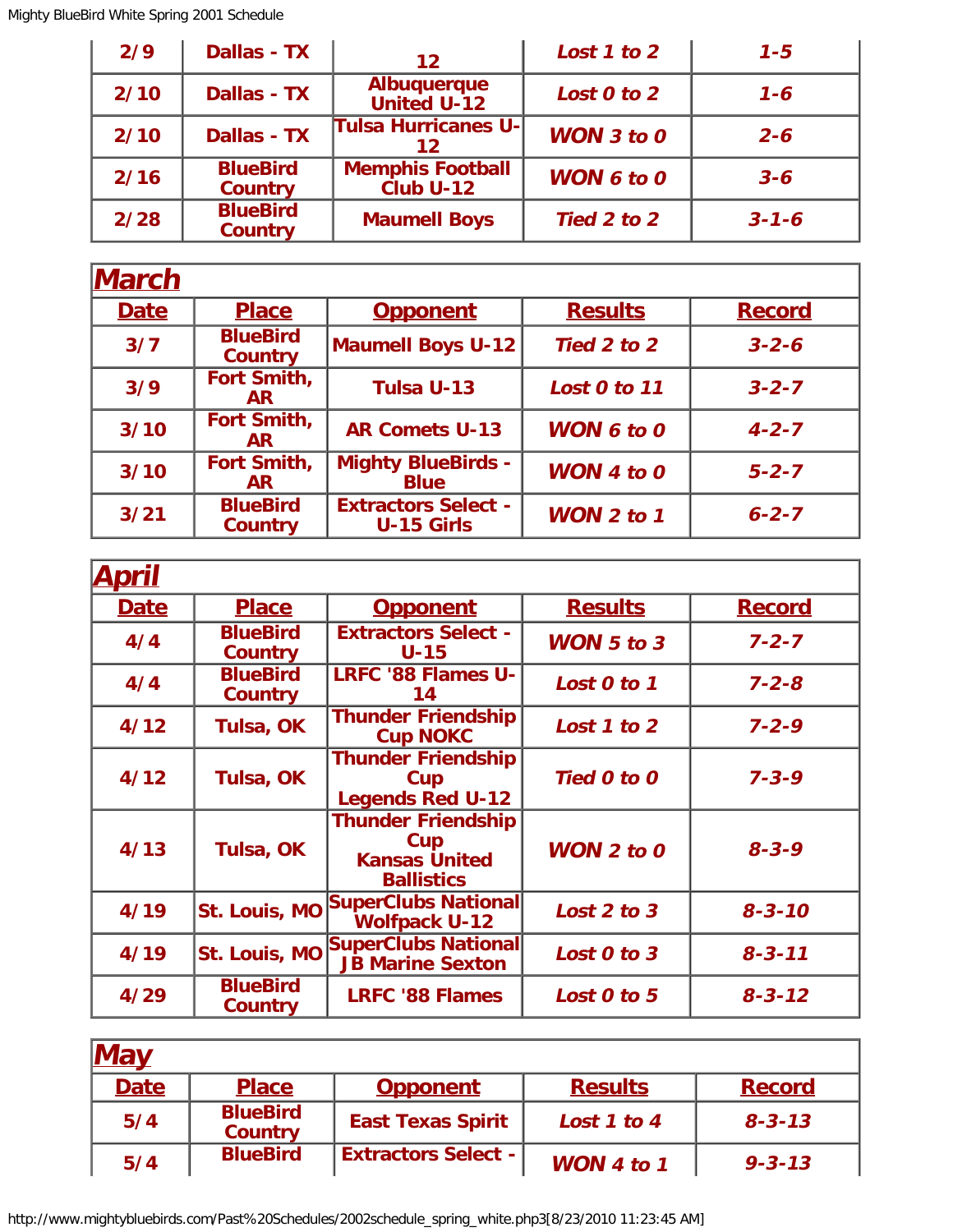| 2/9 | Dallas - TX | 12 | *Lost 1 to 2* | *1-5* |
|---|---|---|---|---|
| 2/10 | Dallas - TX | Albuquerque United U-12 | *Lost 0 to 2* | *1-6* |
| 2/10 | Dallas - TX | Tulsa Hurricanes U-12 | *WON 3 to 0* | *2-6* |
| 2/16 | BlueBird Country | Memphis Football Club U-12 | *WON 6 to 0* | *3-6* |
| 2/28 | BlueBird Country | Maumell Boys | *Tied 2 to 2* | *3-1-6* |

## *March*

| Date | Place | Opponent | Results | Record |
|---|---|---|---|---|
| 3/7 | BlueBird Country | Maumell Boys U-12 | *Tied 2 to 2* | *3-2-6* |
| 3/9 | Fort Smith, AR | Tulsa U-13 | *Lost 0 to 11* | *3-2-7* |
| 3/10 | Fort Smith, AR | AR Comets U-13 | *WON 6 to 0* | *4-2-7* |
| 3/10 | Fort Smith, AR | Mighty BlueBirds - Blue | *WON 4 to 0* | *5-2-7* |
| 3/21 | BlueBird Country | Extractors Select - U-15 Girls | *WON 2 to 1* | *6-2-7* |

## *April*

| Date | Place | Opponent | Results | Record |
|---|---|---|---|---|
| 4/4 | BlueBird Country | Extractors Select - U-15 | *WON 5 to 3* | *7-2-7* |
| 4/4 | BlueBird Country | LRFC '88 Flames U-14 | *Lost 0 to 1* | *7-2-8* |
| 4/12 | Tulsa, OK | Thunder Friendship Cup NOKC | *Lost 1 to 2* | *7-2-9* |
| 4/12 | Tulsa, OK | Thunder Friendship Cup Legends Red U-12 | *Tied 0 to 0* | *7-3-9* |
| 4/13 | Tulsa, OK | Thunder Friendship Cup Kansas United Ballistics | *WON 2 to 0* | *8-3-9* |
| 4/19 | St. Louis, MO | SuperClubs National Wolfpack U-12 | *Lost 2 to 3* | *8-3-10* |
| 4/19 | St. Louis, MO | SuperClubs National JB Marine Sexton | *Lost 0 to 3* | *8-3-11* |
| 4/29 | BlueBird Country | LRFC '88 Flames | *Lost 0 to 5* | *8-3-12* |

## *May*

| Date | Place | Opponent | Results | Record |
|---|---|---|---|---|
| 5/4 | BlueBird Country | East Texas Spirit | *Lost 1 to 4* | *8-3-13* |
| 5/4 | BlueBird | Extractors Select - | *WON 4 to 1* | *9-3-13* |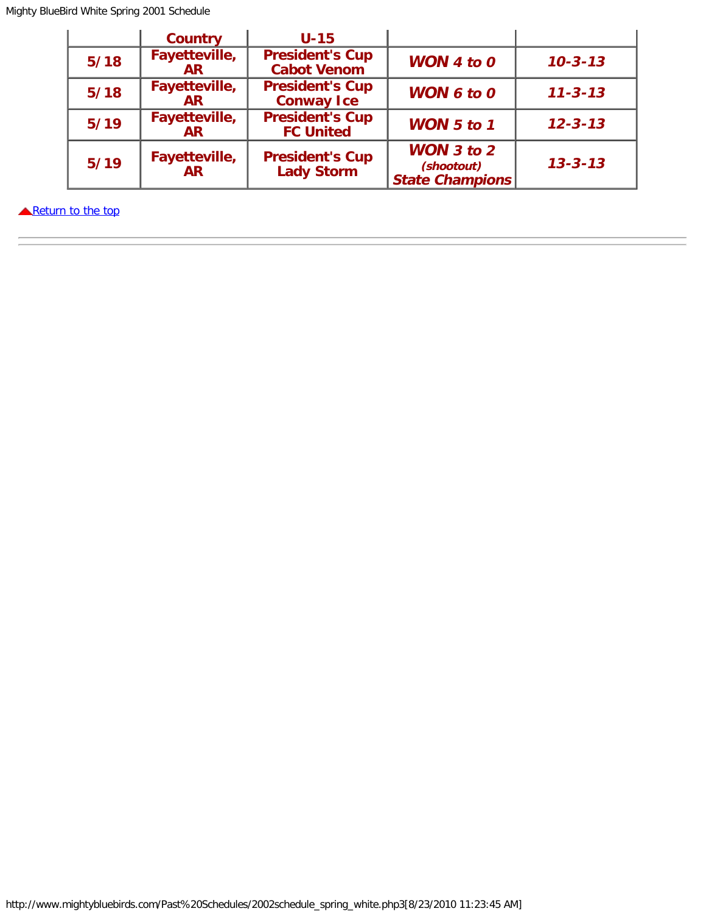| | | | | |
|---|---|---|---|---|
| | Country | U-15 | | |
| 5/18 | Fayetteville, AR | President's Cup Cabot Venom | ***WON 4 to 0*** | ***10-3-13*** |
| 5/18 | Fayetteville, AR | President's Cup Conway Ice | ***WON 6 to 0*** | ***11-3-13*** |
| 5/19 | Fayetteville, AR | President's Cup FC United | ***WON 5 to 1*** | ***12-3-13*** |
| 5/19 | Fayetteville, AR | President's Cup Lady Storm | ***WON 3 to 2 (shootout) State Champions*** | ***13-3-13*** |

Return to the top

---